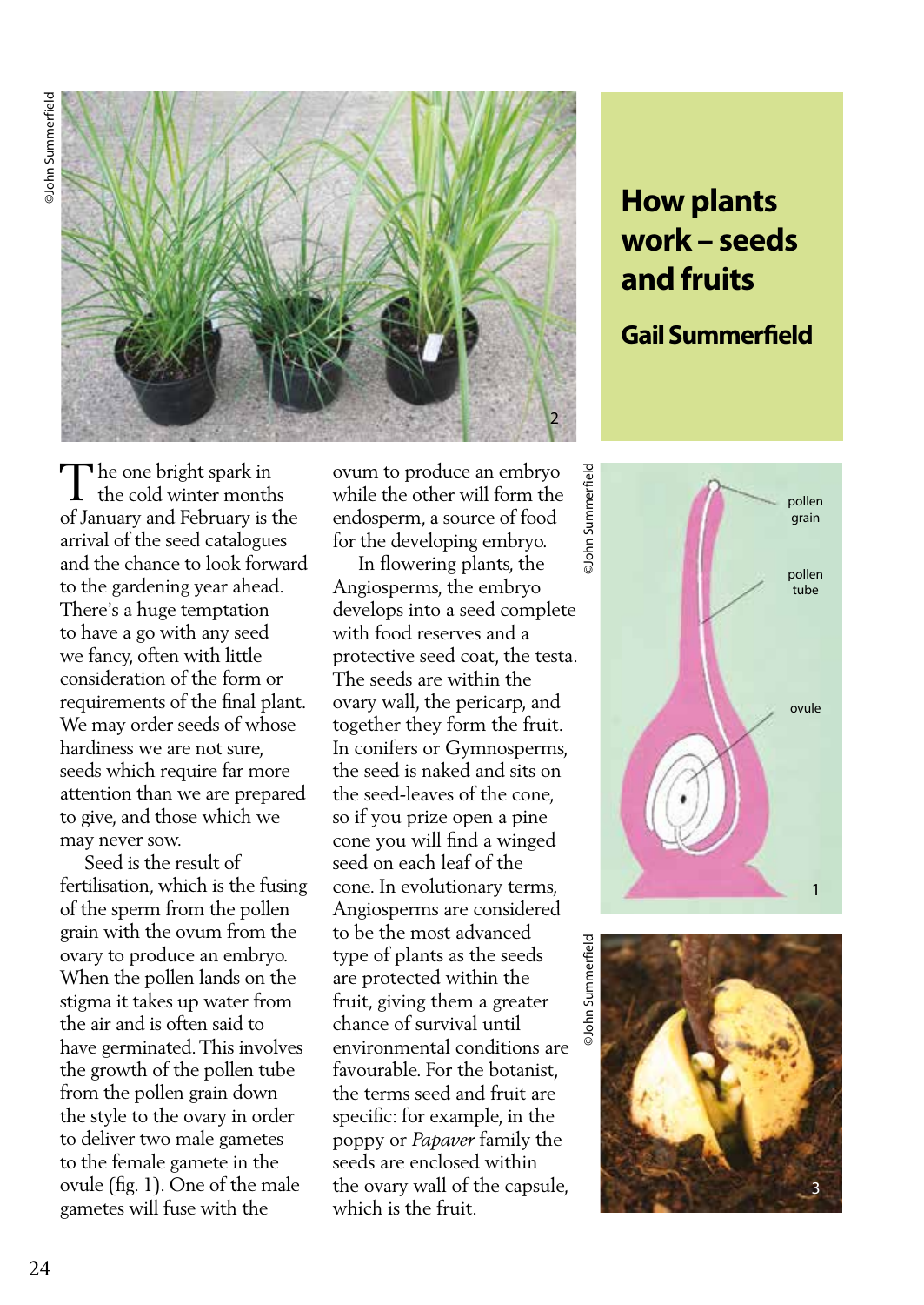# How plants work – seeds and fruits

## Gail Summerfield

The one bright spark in the cold winter months of January and February is the arrival of the seed catalogues and the chance to look forward to the gardening year ahead. There's a huge temptation to have a go with any seed we fancy, often with little consideration of the form or requirements of the final plant. We may order seeds of whose hardiness we are not sure, seeds which require far more attention than we are prepared to give, and those which we may never sow.

Seed is the result of fertilisation, which is the fusing of the sperm from the pollen grain with the ovum from the ovary to produce an embryo. When the pollen lands on the stigma it takes up water from the air and is often said to have germinated. This involves the growth of the pollen tube from the pollen grain down the style to the ovary in order to deliver two male gametes to the female gamete in the ovule (fig. 1). One of the male gametes will fuse with the ovum to produce an embryo while the other will form the endosperm, a source of food for the developing embryo.

In flowering plants, the Angiosperms, the embryo develops into a seed complete with food reserves and a protective seed coat, the testa. The seeds are within the ovary wall, the pericarp, and together they form the fruit. In conifers or Gymnosperms, the seed is naked and sits on the seed-leaves of the cone, so if you prize open a pine cone you will find a winged seed on each leaf of the cone. In evolutionary terms, Angiosperms are considered to be the most advanced type of plants as the seeds are protected within the fruit, giving them a greater chance of survival until environmental conditions are favourable. For the botanist, the terms seed and fruit are specific: for example, in the poppy or *Papaver* family the seeds are enclosed within the ovary wall of the capsule, which is the fruit.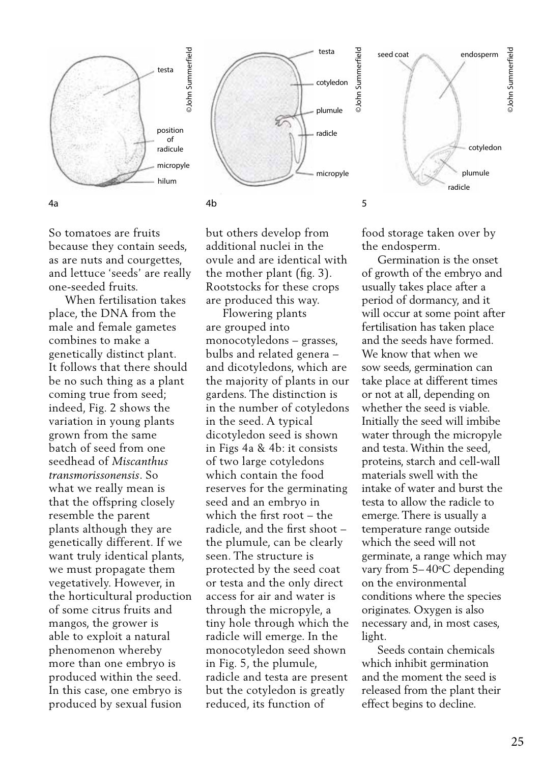So tomatoes are fruits because they contain seeds, as are nuts and courgettes, and lettuce 'seeds' are really one-seeded fruits.

When fertilisation takes place, the DNA from the male and female gametes combines to make a genetically distinct plant. It follows that there should be no such thing as a plant coming true from seed; indeed, Fig. 2 shows the variation in young plants grown from the same batch of seed from one seedhead of *Miscanthus transmorissonensis*. So what we really mean is that the offspring closely resemble the parent plants although they are genetically different. If we want truly identical plants, we must propagate them vegetatively. However, in the horticultural production of some citrus fruits and mangos, the grower is able to exploit a natural phenomenon whereby more than one embryo is produced within the seed. In this case, one embryo is produced by sexual fusion but others develop from additional nuclei in the ovule and are identical with the mother plant (fig. 3). Rootstocks for these crops are produced this way.

Flowering plants are grouped into monocotyledons – grasses, bulbs and related genera – and dicotyledons, which are the majority of plants in our gardens. The distinction is in the number of cotyledons in the seed. A typical dicotyledon seed is shown in Figs 4a & 4b: it consists of two large cotyledons which contain the food reserves for the germinating seed and an embryo in which the first root – the radicle, and the first shoot – the plumule, can be clearly seen. The structure is protected by the seed coat or testa and the only direct access for air and water is through the micropyle, a tiny hole through which the radicle will emerge. In the monocotyledon seed shown in Fig. 5, the plumule, radicle and testa are present but the cotyledon is greatly reduced, its function of food storage taken over by the endosperm.

Germination is the onset of growth of the embryo and usually takes place after a period of dormancy, and it will occur at some point after fertilisation has taken place and the seeds have formed. We know that when we sow seeds, germination can take place at different times or not at all, depending on whether the seed is viable. Initially the seed will imbibe water through the micropyle and testa. Within the seed, proteins, starch and cell-wall materials swell with the intake of water and burst the testa to allow the radicle to emerge. There is usually a temperature range outside which the seed will not germinate, a range which may vary from 5–40°C depending on the environmental conditions where the species originates. Oxygen is also necessary and, in most cases, light.

Seeds contain chemicals which inhibit germination and the moment the seed is released from the plant their effect begins to decline.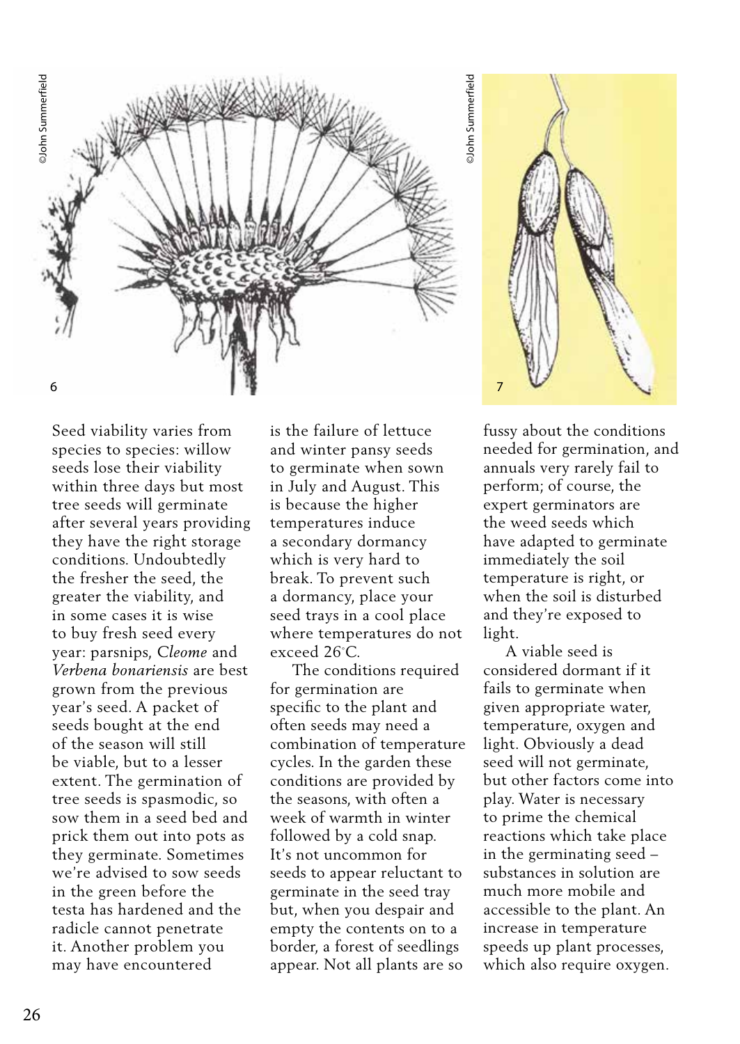Seed viability varies from species to species: willow seeds lose their viability within three days but most tree seeds will germinate after several years providing they have the right storage conditions. Undoubtedly the fresher the seed, the greater the viability, and in some cases it is wise to buy fresh seed every year: parsnips, *Cleome* and *Verbena bonariensis* are best grown from the previous year's seed. A packet of seeds bought at the end of the season will still be viable, but to a lesser extent. The germination of tree seeds is spasmodic, so sow them in a seed bed and prick them out into pots as they germinate. Sometimes we're advised to sow seeds in the green before the testa has hardened and the radicle cannot penetrate it. Another problem you may have encountered is the failure of lettuce and winter pansy seeds to germinate when sown in July and August. This is because the higher temperatures induce a secondary dormancy which is very hard to break. To prevent such a dormancy, place your seed trays in a cool place where temperatures do not exceed 26°C.

The conditions required for germination are specific to the plant and often seeds may need a combination of temperature cycles. In the garden these conditions are provided by the seasons, with often a week of warmth in winter followed by a cold snap. It's not uncommon for seeds to appear reluctant to germinate in the seed tray but, when you despair and empty the contents on to a border, a forest of seedlings appear. Not all plants are so fussy about the conditions needed for germination, and annuals very rarely fail to perform; of course, the expert germinators are the weed seeds which have adapted to germinate immediately the soil temperature is right, or when the soil is disturbed and they're exposed to light.

A viable seed is considered dormant if it fails to germinate when given appropriate water, temperature, oxygen and light. Obviously a dead seed will not germinate, but other factors come into play. Water is necessary to prime the chemical reactions which take place in the germinating seed – substances in solution are much more mobile and accessible to the plant. An increase in temperature speeds up plant processes, which also require oxygen.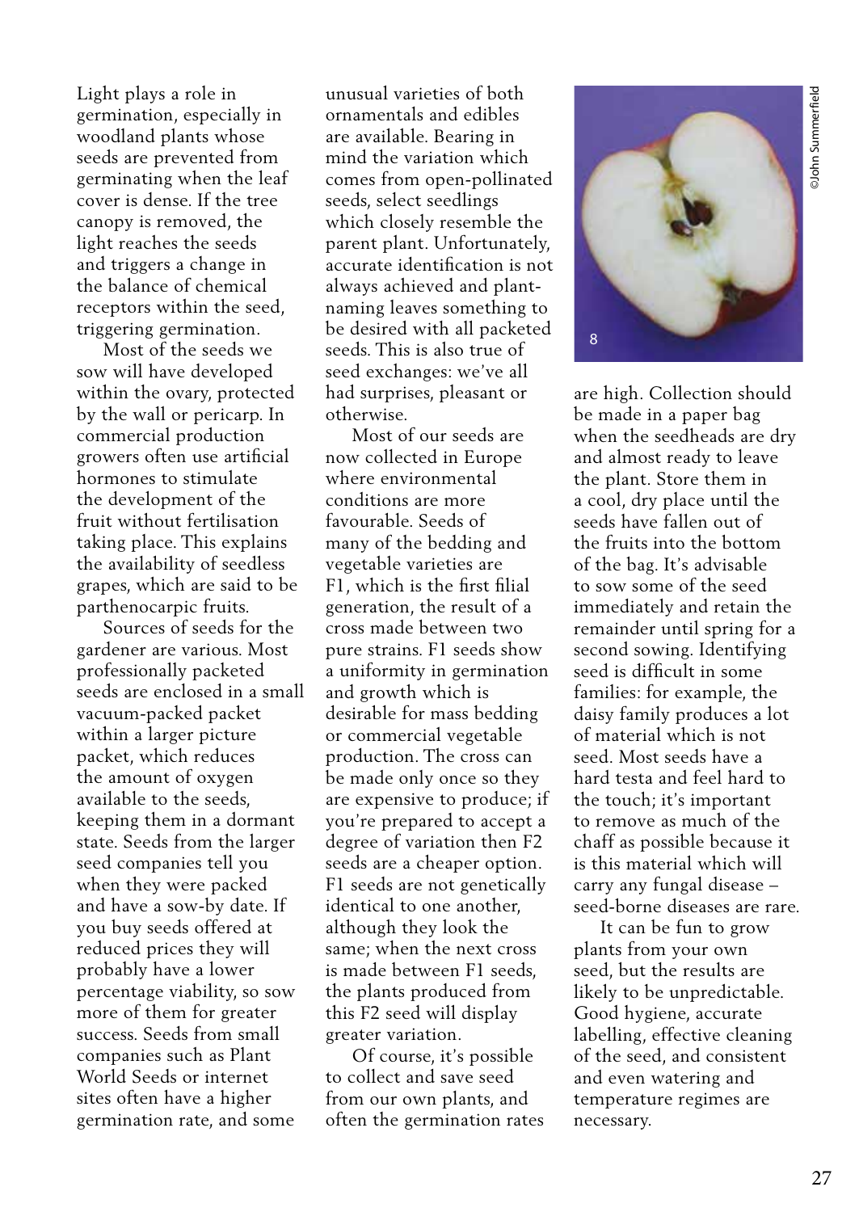Light plays a role in germination, especially in woodland plants whose seeds are prevented from germinating when the leaf cover is dense. If the tree canopy is removed, the light reaches the seeds and triggers a change in the balance of chemical receptors within the seed, triggering germination.

Most of the seeds we sow will have developed within the ovary, protected by the wall or pericarp. In commercial production growers often use artificial hormones to stimulate the development of the fruit without fertilisation taking place. This explains the availability of seedless grapes, which are said to be parthenocarpic fruits.

Sources of seeds for the gardener are various. Most professionally packeted seeds are enclosed in a small vacuum-packed packet within a larger picture packet, which reduces the amount of oxygen available to the seeds, keeping them in a dormant state. Seeds from the larger seed companies tell you when they were packed and have a sow-by date. If you buy seeds offered at reduced prices they will probably have a lower percentage viability, so sow more of them for greater success. Seeds from small companies such as Plant World Seeds or internet sites often have a higher germination rate, and some unusual varieties of both ornamentals and edibles are available. Bearing in mind the variation which comes from open-pollinated seeds, select seedlings which closely resemble the parent plant. Unfortunately, accurate identification is not always achieved and plant-naming leaves something to be desired with all packeted seeds. This is also true of seed exchanges: we've all had surprises, pleasant or otherwise.

Most of our seeds are now collected in Europe where environmental conditions are more favourable. Seeds of many of the bedding and vegetable varieties are F1, which is the first filial generation, the result of a cross made between two pure strains. F1 seeds show a uniformity in germination and growth which is desirable for mass bedding or commercial vegetable production. The cross can be made only once so they are expensive to produce; if you're prepared to accept a degree of variation then F2 seeds are a cheaper option. F1 seeds are not genetically identical to one another, although they look the same; when the next cross is made between F1 seeds, the plants produced from this F2 seed will display greater variation.

Of course, it's possible to collect and save seed from our own plants, and often the germination rates are high. Collection should be made in a paper bag when the seedheads are dry and almost ready to leave the plant. Store them in a cool, dry place until the seeds have fallen out of the fruits into the bottom of the bag. It's advisable to sow some of the seed immediately and retain the remainder until spring for a second sowing. Identifying seed is difficult in some families: for example, the daisy family produces a lot of material which is not seed. Most seeds have a hard testa and feel hard to the touch; it's important to remove as much of the chaff as possible because it is this material which will carry any fungal disease – seed-borne diseases are rare.

It can be fun to grow plants from your own seed, but the results are likely to be unpredictable. Good hygiene, accurate labelling, effective cleaning of the seed, and consistent and even watering and temperature regimes are necessary.

8

©John Summerfield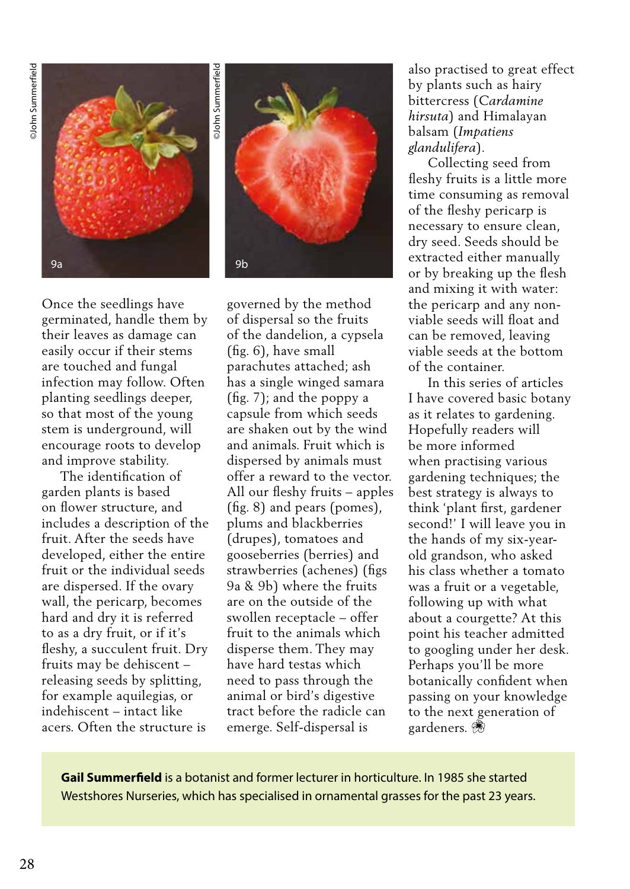9a

9b

Once the seedlings have germinated, handle them by their leaves as damage can easily occur if their stems are touched and fungal infection may follow. Often planting seedlings deeper, so that most of the young stem is underground, will encourage roots to develop and improve stability.

The identification of garden plants is based on flower structure, and includes a description of the fruit. After the seeds have developed, either the entire fruit or the individual seeds are dispersed. If the ovary wall, the pericarp, becomes hard and dry it is referred to as a dry fruit, or if it's fleshy, a succulent fruit. Dry fruits may be dehiscent – releasing seeds by splitting, for example aquilegias, or indehiscent – intact like acers. Often the structure is governed by the method of dispersal so the fruits of the dandelion, a cypsela (fig. 6), have small parachutes attached; ash has a single winged samara (fig. 7); and the poppy a capsule from which seeds are shaken out by the wind and animals. Fruit which is dispersed by animals must offer a reward to the vector. All our fleshy fruits – apples (fig. 8) and pears (pomes), plums and blackberries (drupes), tomatoes and gooseberries (berries) and strawberries (achenes) (figs 9a & 9b) where the fruits are on the outside of the swollen receptacle – offer fruit to the animals which disperse them. They may have hard testas which need to pass through the animal or bird's digestive tract before the radicle can emerge. Self-dispersal is also practised to great effect by plants such as hairy bittercress (*Cardamine hirsuta*) and Himalayan balsam (*Impatiens glandulifera*).

Collecting seed from fleshy fruits is a little more time consuming as removal of the fleshy pericarp is necessary to ensure clean, dry seed. Seeds should be extracted either manually or by breaking up the flesh and mixing it with water: the pericarp and any non-viable seeds will float and can be removed, leaving viable seeds at the bottom of the container.

In this series of articles I have covered basic botany as it relates to gardening. Hopefully readers will be more informed when practising various gardening techniques; the best strategy is always to think 'plant first, gardener second!' I will leave you in the hands of my six-year-old grandson, who asked his class whether a tomato was a fruit or a vegetable, following up with what about a courgette? At this point his teacher admitted to googling under her desk. Perhaps you'll be more botanically confident when passing on your knowledge to the next generation of gardeners.

**Gail Summerfield** is a botanist and former lecturer in horticulture. In 1985 she started Westshores Nurseries, which has specialised in ornamental grasses for the past 23 years.